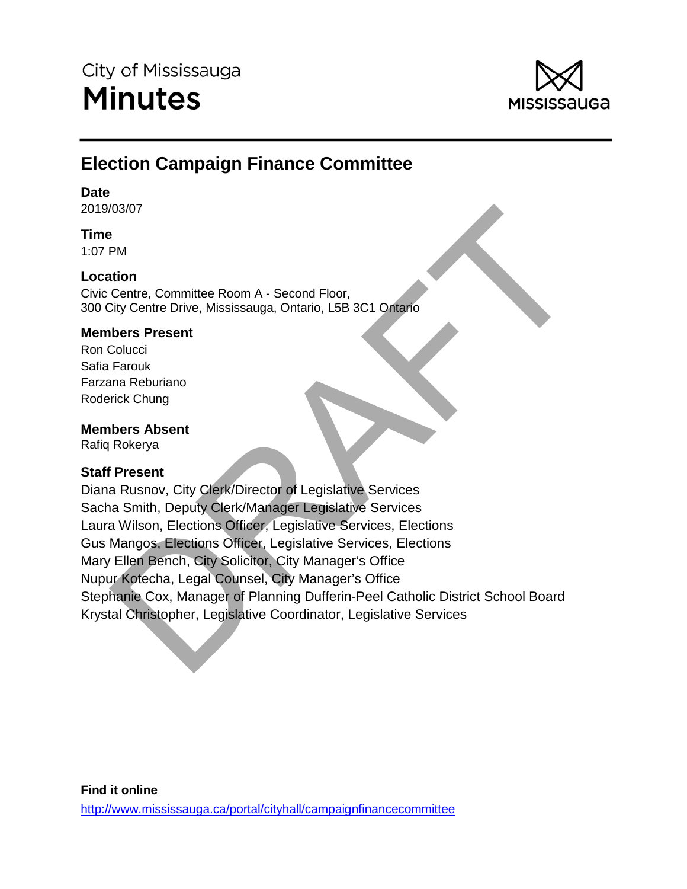City of Mississauga

# Minutes

## Election Campaign Finance Committee

**Date**
2019/03/07

**Time**
1:07 PM

**Location**
Civic Centre, Committee Room A - Second Floor,
300 City Centre Drive, Mississauga, Ontario, L5B 3C1 Ontario

**Members Present**
Ron Colucci
Safia Farouk
Farzana Reburiano
Roderick Chung

**Members Absent**
Rafiq Rokerya

**Staff Present**
Diana Rusnov, City Clerk/Director of Legislative Services
Sacha Smith, Deputy Clerk/Manager Legislative Services
Laura Wilson, Elections Officer, Legislative Services, Elections
Gus Mangos, Elections Officer, Legislative Services, Elections
Mary Ellen Bench, City Solicitor, City Manager's Office
Nupur Kotecha, Legal Counsel, City Manager's Office
Stephanie Cox, Manager of Planning Dufferin-Peel Catholic District School Board
Krystal Christopher, Legislative Coordinator, Legislative Services

**Find it online**
http://www.mississauga.ca/portal/cityhall/campaignfinancecommittee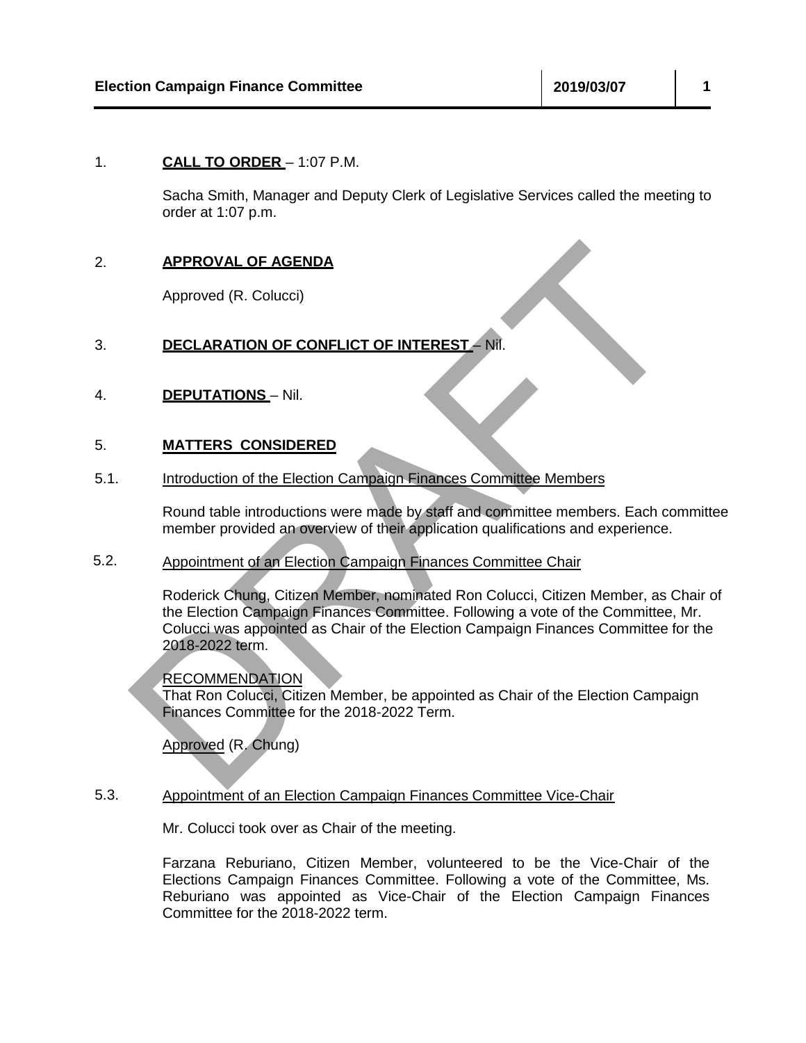1. **CALL TO ORDER** – 1:07 P.M.

Sacha Smith, Manager and Deputy Clerk of Legislative Services called the meeting to order at 1:07 p.m.

2. **APPROVAL OF AGENDA**

Approved (R. Colucci)

3. **DECLARATION OF CONFLICT OF INTEREST** – Nil.

4. **DEPUTATIONS** – Nil.

5. **MATTERS CONSIDERED**

5.1. Introduction of the Election Campaign Finances Committee Members

Round table introductions were made by staff and committee members. Each committee member provided an overview of their application qualifications and experience.

5.2. Appointment of an Election Campaign Finances Committee Chair

Roderick Chung, Citizen Member, nominated Ron Colucci, Citizen Member, as Chair of the Election Campaign Finances Committee. Following a vote of the Committee, Mr. Colucci was appointed as Chair of the Election Campaign Finances Committee for the 2018-2022 term.

RECOMMENDATION
That Ron Colucci, Citizen Member, be appointed as Chair of the Election Campaign Finances Committee for the 2018-2022 Term.

Approved (R. Chung)

5.3. Appointment of an Election Campaign Finances Committee Vice-Chair

Mr. Colucci took over as Chair of the meeting.

Farzana Reburiano, Citizen Member, volunteered to be the Vice-Chair of the Elections Campaign Finances Committee. Following a vote of the Committee, Ms. Reburiano was appointed as Vice-Chair of the Election Campaign Finances Committee for the 2018-2022 term.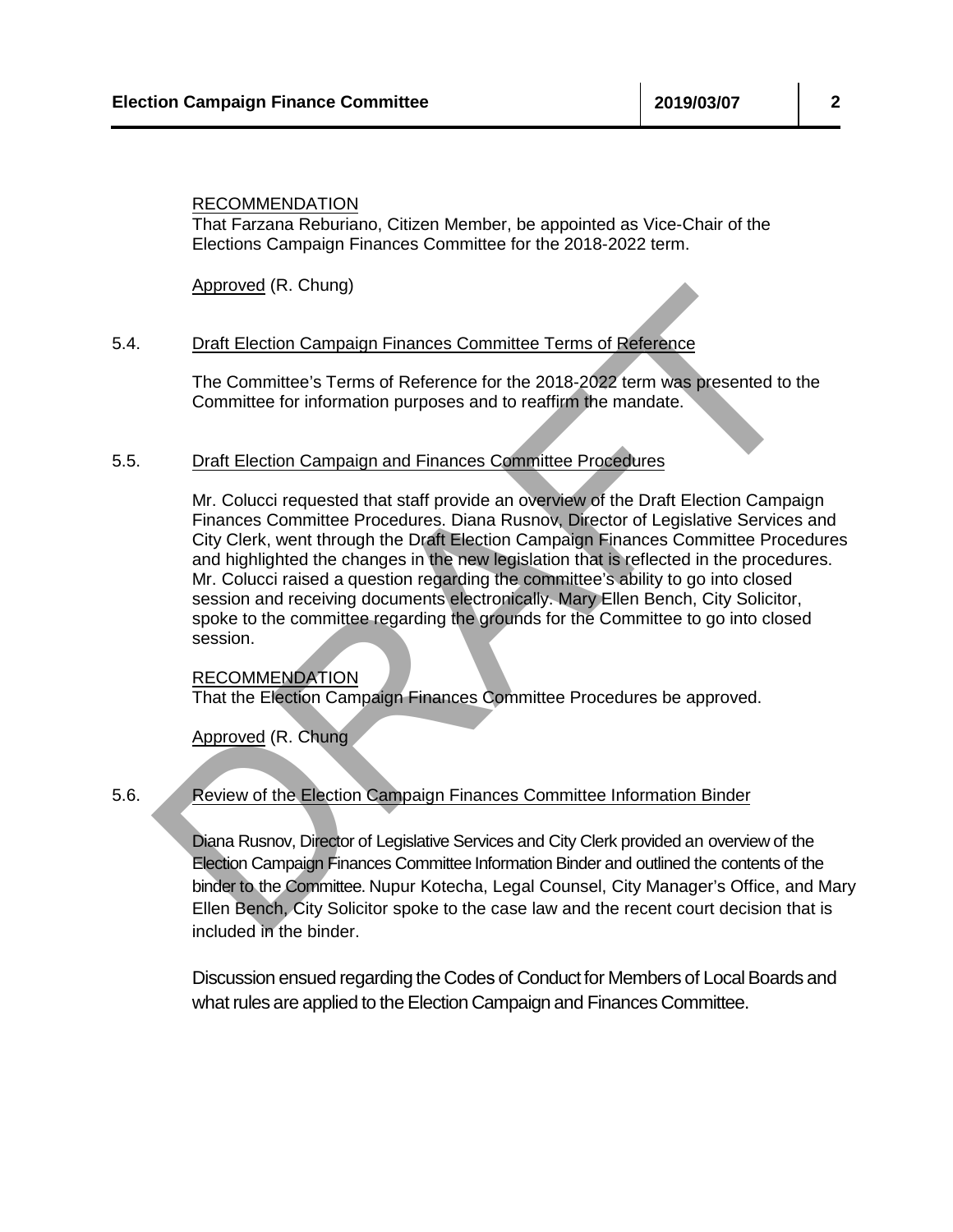RECOMMENDATION
That Farzana Reburiano, Citizen Member, be appointed as Vice-Chair of the Elections Campaign Finances Committee for the 2018-2022 term.

Approved (R. Chung)

5.4. Draft Election Campaign Finances Committee Terms of Reference

The Committee's Terms of Reference for the 2018-2022 term was presented to the Committee for information purposes and to reaffirm the mandate.

5.5. Draft Election Campaign and Finances Committee Procedures

Mr. Colucci requested that staff provide an overview of the Draft Election Campaign Finances Committee Procedures. Diana Rusnov, Director of Legislative Services and City Clerk, went through the Draft Election Campaign Finances Committee Procedures and highlighted the changes in the new legislation that is reflected in the procedures. Mr. Colucci raised a question regarding the committee's ability to go into closed session and receiving documents electronically. Mary Ellen Bench, City Solicitor, spoke to the committee regarding the grounds for the Committee to go into closed session.

RECOMMENDATION
That the Election Campaign Finances Committee Procedures be approved.

Approved (R. Chung

5.6. Review of the Election Campaign Finances Committee Information Binder

Diana Rusnov, Director of Legislative Services and City Clerk provided an overview of the Election Campaign Finances Committee Information Binder and outlined the contents of the binder to the Committee. Nupur Kotecha, Legal Counsel, City Manager's Office, and Mary Ellen Bench, City Solicitor spoke to the case law and the recent court decision that is included in the binder.

Discussion ensued regarding the Codes of Conduct for Members of Local Boards and what rules are applied to the Election Campaign and Finances Committee.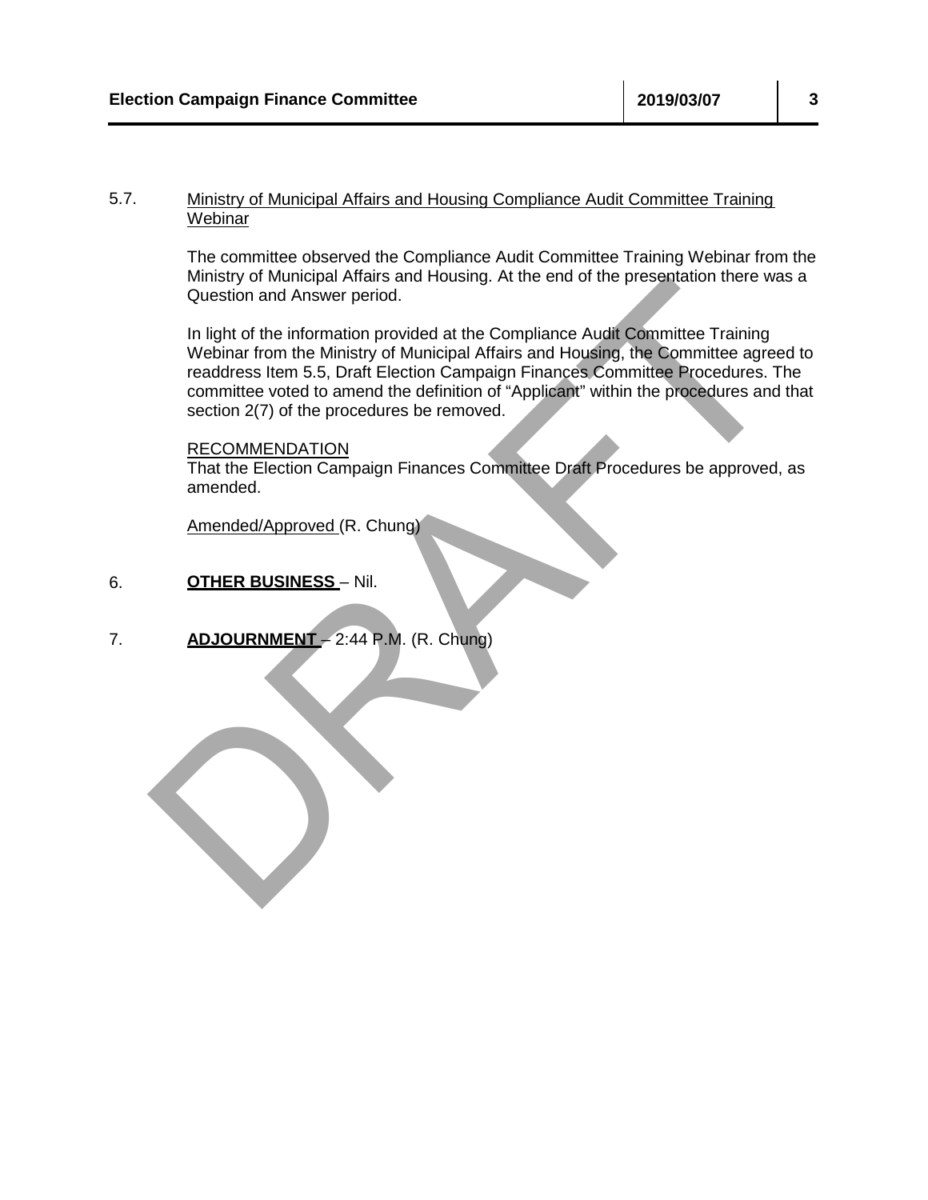5.7. Ministry of Municipal Affairs and Housing Compliance Audit Committee Training Webinar

The committee observed the Compliance Audit Committee Training Webinar from the Ministry of Municipal Affairs and Housing. At the end of the presentation there was a Question and Answer period.

In light of the information provided at the Compliance Audit Committee Training Webinar from the Ministry of Municipal Affairs and Housing, the Committee agreed to readdress Item 5.5, Draft Election Campaign Finances Committee Procedures. The committee voted to amend the definition of "Applicant" within the procedures and that section 2(7) of the procedures be removed.

RECOMMENDATION
That the Election Campaign Finances Committee Draft Procedures be approved, as amended.

Amended/Approved (R. Chung)

6. **OTHER BUSINESS** – Nil.

7. **ADJOURNMENT** – 2:44 P.M. (R. Chung)